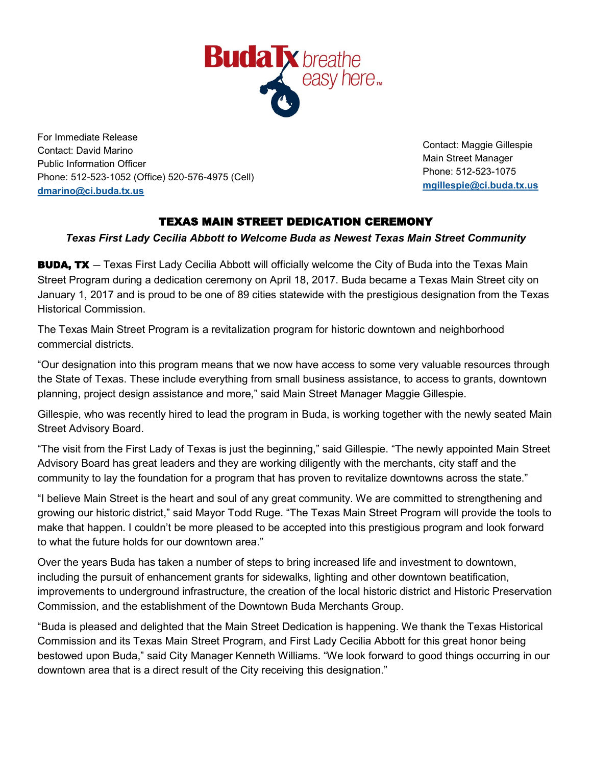For Immediate Release
Contact: David Marino
Public Information Officer
Phone: 512-523-1052 (Office) 520-576-4975 (Cell)
**dmarino@ci.buda.tx.us**

Contact: Maggie Gillespie
Main Street Manager
Phone: 512-523-1075
**mgillespie@ci.buda.tx.us**

## TEXAS MAIN STREET DEDICATION CEREMONY

***Texas First Lady Cecilia Abbott to Welcome Buda as Newest Texas Main Street Community***

**BUDA, TX** – Texas First Lady Cecilia Abbott will officially welcome the City of Buda into the Texas Main Street Program during a dedication ceremony on April 18, 2017. Buda became a Texas Main Street city on January 1, 2017 and is proud to be one of 89 cities statewide with the prestigious designation from the Texas Historical Commission.

The Texas Main Street Program is a revitalization program for historic downtown and neighborhood commercial districts.

"Our designation into this program means that we now have access to some very valuable resources through the State of Texas. These include everything from small business assistance, to access to grants, downtown planning, project design assistance and more," said Main Street Manager Maggie Gillespie.

Gillespie, who was recently hired to lead the program in Buda, is working together with the newly seated Main Street Advisory Board.

"The visit from the First Lady of Texas is just the beginning," said Gillespie. "The newly appointed Main Street Advisory Board has great leaders and they are working diligently with the merchants, city staff and the community to lay the foundation for a program that has proven to revitalize downtowns across the state."

"I believe Main Street is the heart and soul of any great community. We are committed to strengthening and growing our historic district," said Mayor Todd Ruge. "The Texas Main Street Program will provide the tools to make that happen. I couldn't be more pleased to be accepted into this prestigious program and look forward to what the future holds for our downtown area."

Over the years Buda has taken a number of steps to bring increased life and investment to downtown, including the pursuit of enhancement grants for sidewalks, lighting and other downtown beatification, improvements to underground infrastructure, the creation of the local historic district and Historic Preservation Commission, and the establishment of the Downtown Buda Merchants Group.

"Buda is pleased and delighted that the Main Street Dedication is happening. We thank the Texas Historical Commission and its Texas Main Street Program, and First Lady Cecilia Abbott for this great honor being bestowed upon Buda," said City Manager Kenneth Williams. "We look forward to good things occurring in our downtown area that is a direct result of the City receiving this designation."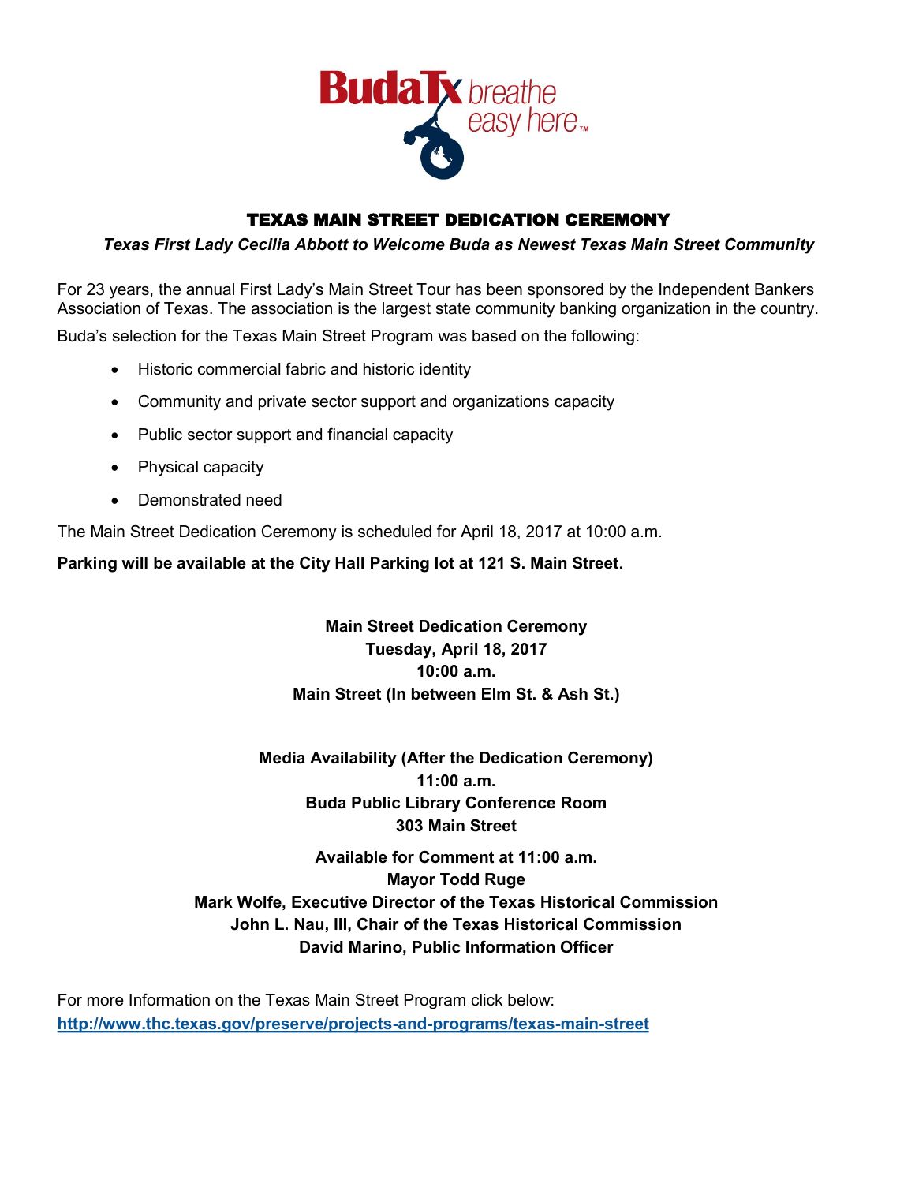BudaTx breathe easy here™

## TEXAS MAIN STREET DEDICATION CEREMONY

***Texas First Lady Cecilia Abbott to Welcome Buda as Newest Texas Main Street Community***

For 23 years, the annual First Lady's Main Street Tour has been sponsored by the Independent Bankers Association of Texas. The association is the largest state community banking organization in the country.

Buda's selection for the Texas Main Street Program was based on the following:

- Historic commercial fabric and historic identity
- Community and private sector support and organizations capacity
- Public sector support and financial capacity
- Physical capacity
- Demonstrated need

The Main Street Dedication Ceremony is scheduled for April 18, 2017 at 10:00 a.m.

**Parking will be available at the City Hall Parking lot at 121 S. Main Street.**

**Main Street Dedication Ceremony**
**Tuesday, April 18, 2017**
**10:00 a.m.**
**Main Street (In between Elm St. & Ash St.)**

**Media Availability (After the Dedication Ceremony)**
**11:00 a.m.**
**Buda Public Library Conference Room**
**303 Main Street**

**Available for Comment at 11:00 a.m.**
**Mayor Todd Ruge**
**Mark Wolfe, Executive Director of the Texas Historical Commission**
**John L. Nau, III, Chair of the Texas Historical Commission**
**David Marino, Public Information Officer**

For more Information on the Texas Main Street Program click below:
**http://www.thc.texas.gov/preserve/projects-and-programs/texas-main-street**